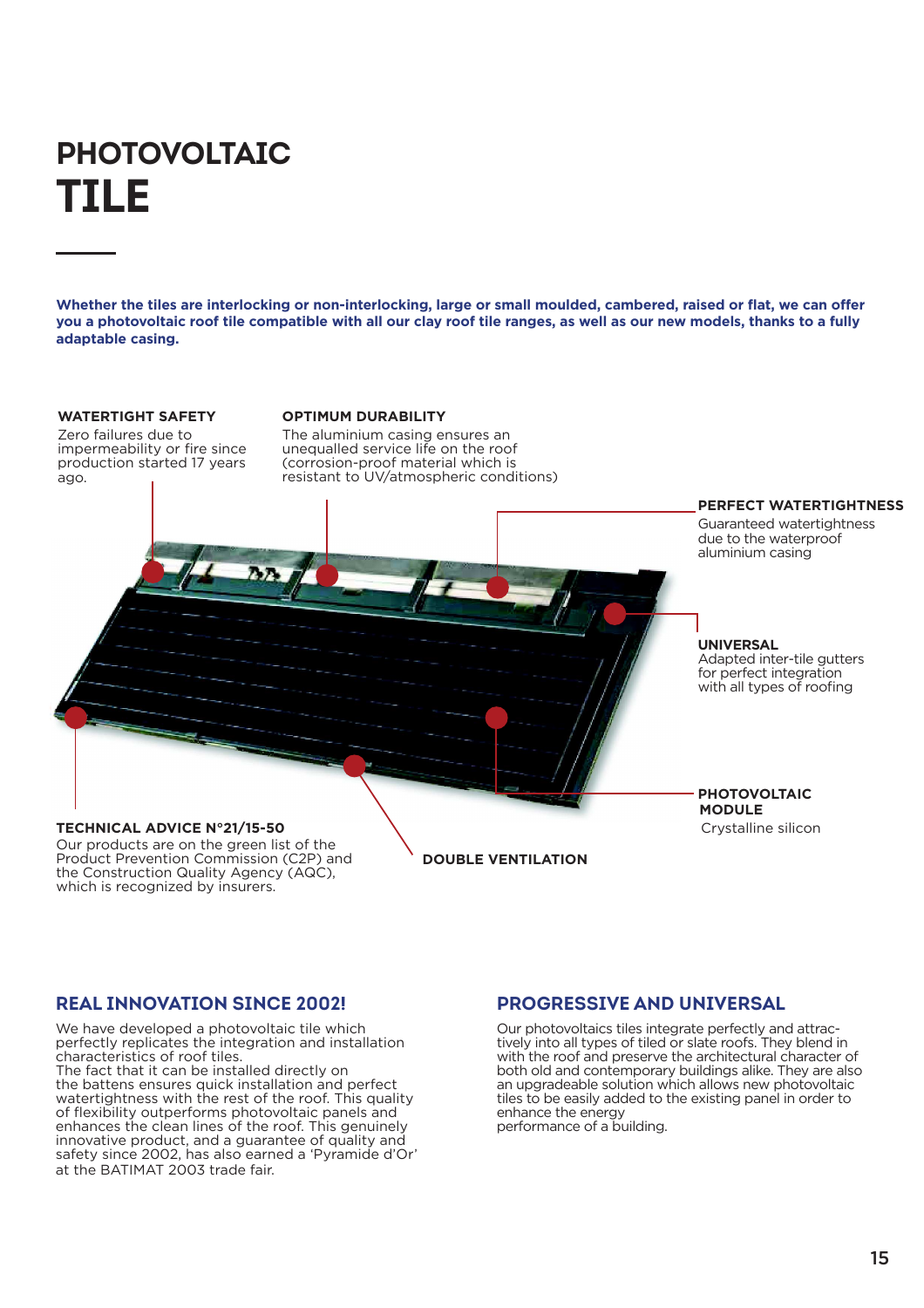# PHOTOVOLTAIC TILE

**Whether the tiles are interlocking or non-interlocking, large or small moulded, cambered, raised or flat, we can offer you a photovoltaic roof tile compatible with all our clay roof tile ranges, as well as our new models, thanks to a fully adaptable casing.**

**WATERTIGHT SAFETY**
Zero failures due to impermeability or fire since production started 17 years ago.

**OPTIMUM DURABILITY**
The aluminium casing ensures an unequalled service life on the roof (corrosion-proof material which is resistant to UV/atmospheric conditions)

**PERFECT WATERTIGHTNESS**
Guaranteed watertightness due to the waterproof aluminium casing

**UNIVERSAL**
Adapted inter-tile gutters for perfect integration with all types of roofing

**PHOTOVOLTAIC MODULE**
Crystalline silicon

**TECHNICAL ADVICE N°21/15-50**
Our products are on the green list of the Product Prevention Commission (C2P) and the Construction Quality Agency (AQC), which is recognized by insurers.

**DOUBLE VENTILATION**

## REAL INNOVATION SINCE 2002!

We have developed a photovoltaic tile which perfectly replicates the integration and installation characteristics of roof tiles.
The fact that it can be installed directly on the battens ensures quick installation and perfect watertightness with the rest of the roof. This quality of flexibility outperforms photovoltaic panels and enhances the clean lines of the roof. This genuinely innovative product, and a guarantee of quality and safety since 2002, has also earned a 'Pyramide d'Or' at the BATIMAT 2003 trade fair.

## PROGRESSIVE AND UNIVERSAL

Our photovoltaics tiles integrate perfectly and attractively into all types of tiled or slate roofs. They blend in with the roof and preserve the architectural character of both old and contemporary buildings alike. They are also an upgradeable solution which allows new photovoltaic tiles to be easily added to the existing panel in order to enhance the energy performance of a building.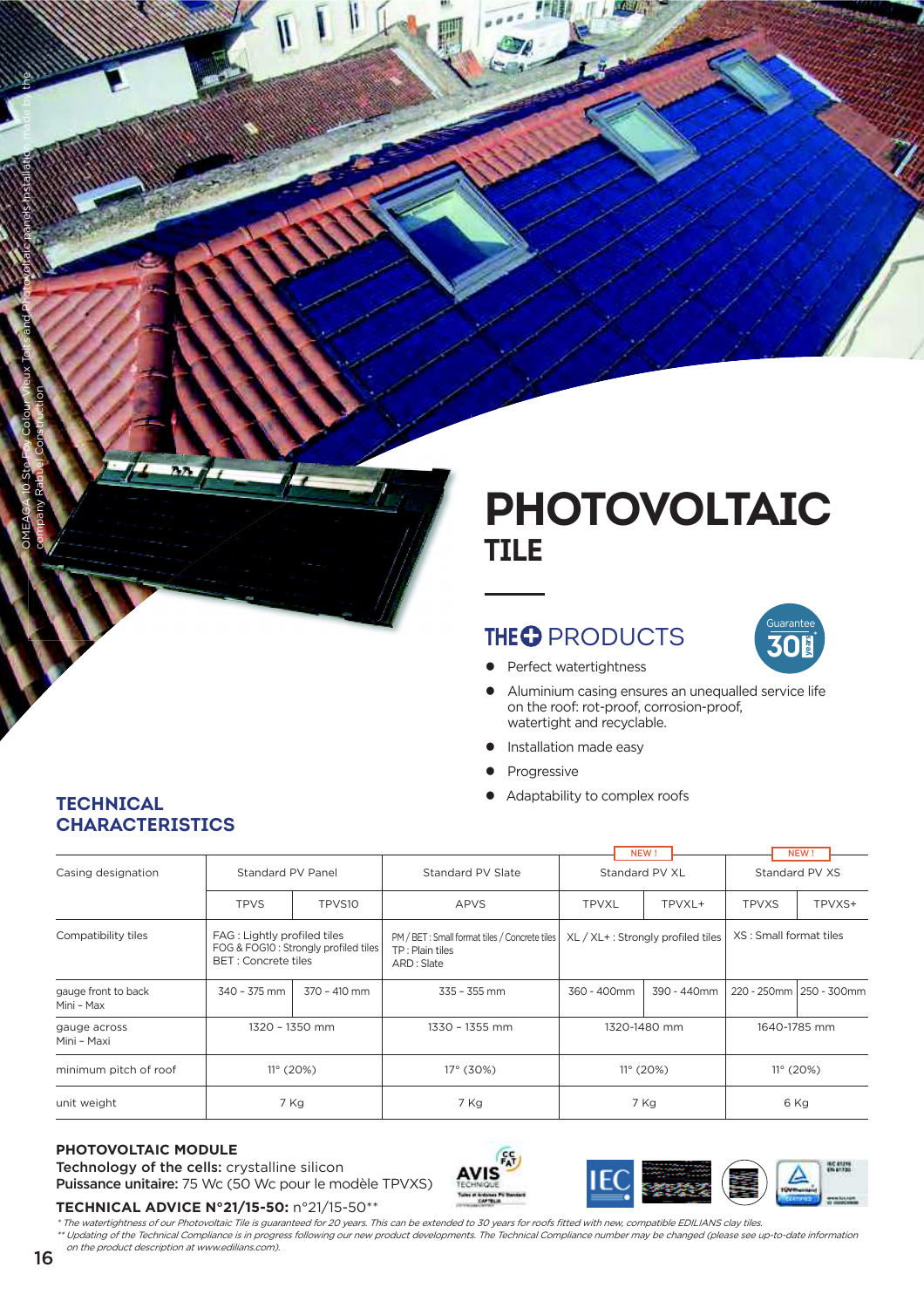OMEAGA 10 Ste Foy Colour Vieux Toits and Photovoltaic panels Installation made by the company Rabuel Construction

# PHOTOVOLTAIC
## TILE

### THE + PRODUCTS

Guarantee 30 years

- Perfect watertightness
- Aluminium casing ensures an unequalled service life on the roof: rot-proof, corrosion-proof, watertight and recyclable.
- Installation made easy
- Progressive
- Adaptability to complex roofs

## TECHNICAL CHARACTERISTICS

| Casing designation | Standard PV Panel | | Standard PV Slate | Standard PV XL (NEW !) | | Standard PV XS (NEW !) | |
|---|---|---|---|---|---|---|---|
| | TPVS | TPVS10 | APVS | TPVXL | TPVXL+ | TPVXS | TPVXS+ |
| Compatibility tiles | FAG : Lightly profiled tiles<br>FOG & FOG10 : Strongly profiled tiles<br>BET : Concrete tiles | | PM / BET : Small format tiles / Concrete tiles<br>TP : Plain tiles<br>ARD : Slate | XL / XL+ : Strongly profiled tiles | | XS : Small format tiles | |
| gauge front to back Mini - Max | 340 - 375 mm | 370 - 410 mm | 335 - 355 mm | 360 - 400mm | 390 - 440mm | 220 - 250mm | 250 - 300mm |
| gauge across Mini - Maxi | 1320 - 1350 mm | | 1330 - 1355 mm | 1320-1480 mm | | 1640-1785 mm | |
| minimum pitch of roof | 11° (20%) | | 17° (30%) | 11° (20%) | | 11° (20%) | |
| unit weight | 7 Kg | | 7 Kg | 7 Kg | | 6 Kg | |

**PHOTOVOLTAIC MODULE**
**Technology of the cells:** crystalline silicon
**Puissance unitaire:** 75 Wc (50 Wc pour le modèle TPVXS)

**TECHNICAL ADVICE N°21/15-50:** n°21/15-50**

*\* The watertightness of our Photovoltaic Tile is guaranteed for 20 years. This can be extended to 30 years for roofs fitted with new, compatible EDILIANS clay tiles.*
*\*\* Updating of the Technical Compliance is in progress following our new product developments. The Technical Compliance number may be changed (please see up-to-date information on the product description at www.edilians.com).*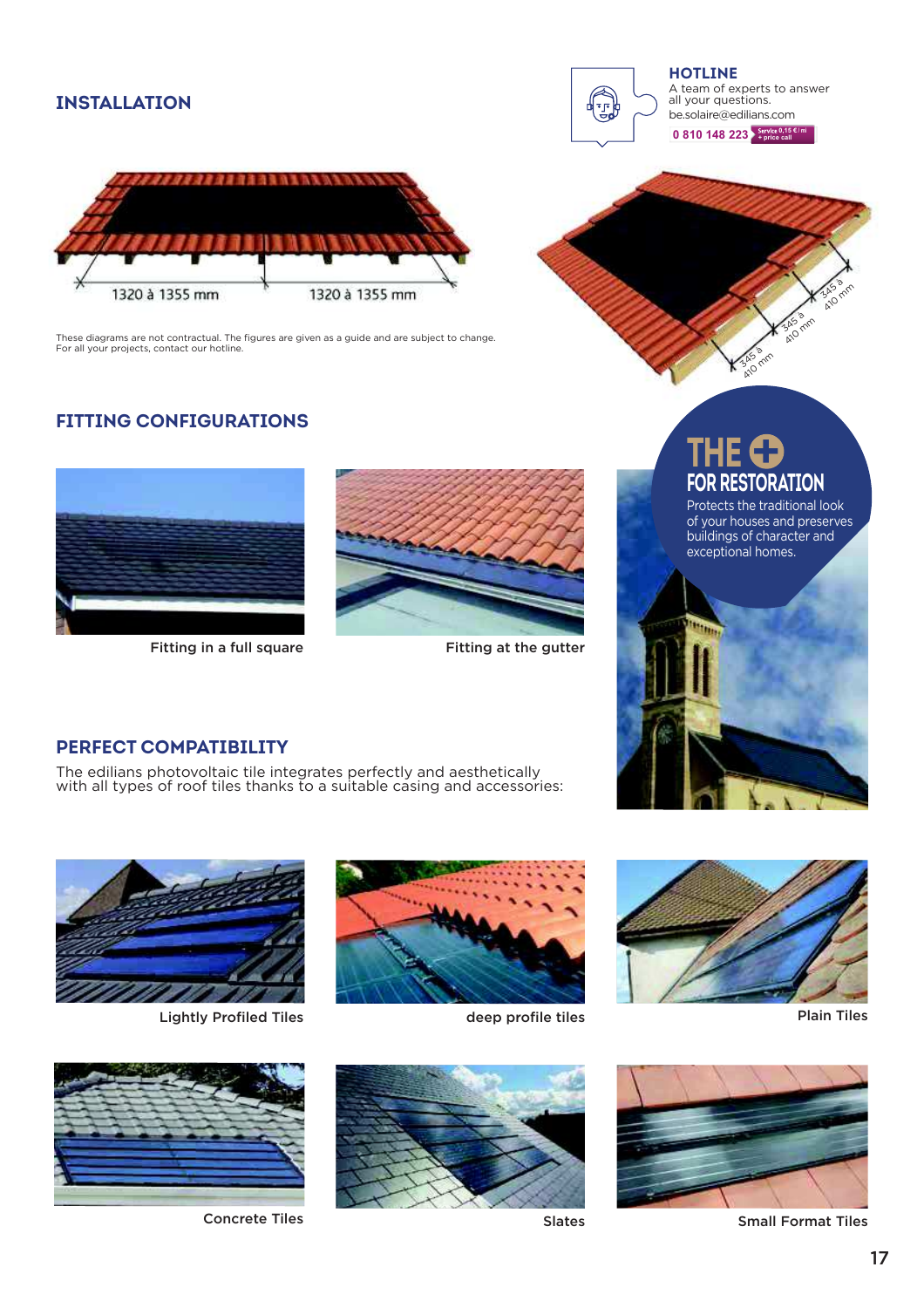## INSTALLATION

**HOTLINE**
A team of experts to answer all your questions.
be.solaire@edilians.com
0 810 148 223 Service 0,15 € / mi + price call

1320 à 1355 mm

1320 à 1355 mm

345 à 410 mm

345 à 410 mm

345 à 410 mm

These diagrams are not contractual. The figures are given as a guide and are subject to change.
For all your projects, contact our hotline.

## FITTING CONFIGURATIONS

Fitting in a full square

Fitting at the gutter

**THE + FOR RESTORATION**

Protects the traditional look of your houses and preserves buildings of character and exceptional homes.

## PERFECT COMPATIBILITY

The edilians photovoltaic tile integrates perfectly and aesthetically with all types of roof tiles thanks to a suitable casing and accessories:

Lightly Profiled Tiles

deep profile tiles

Plain Tiles

Concrete Tiles

Slates

Small Format Tiles